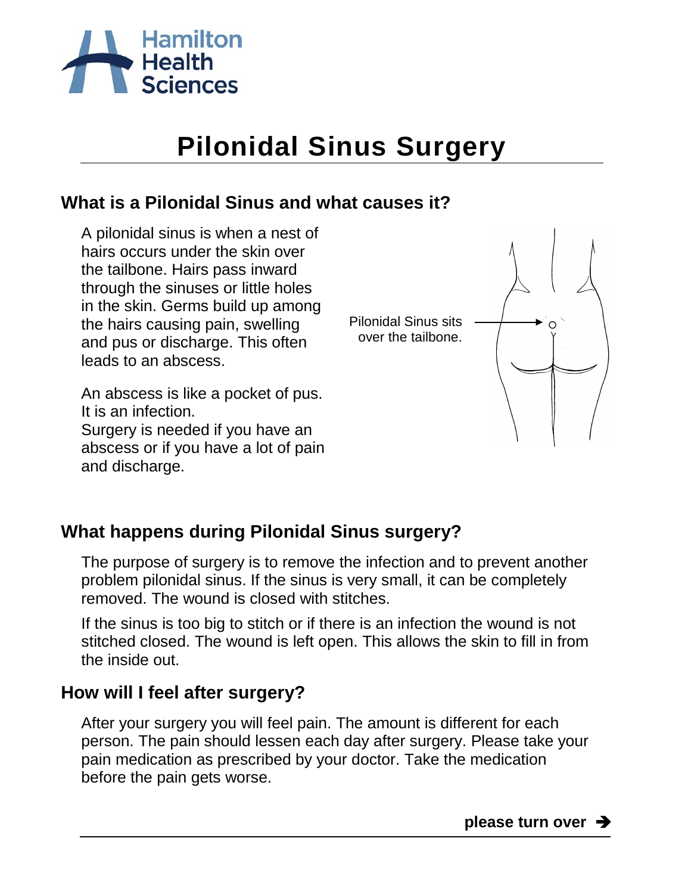Hamilton Health Sciences

# Pilonidal Sinus Surgery

## What is a Pilonidal Sinus and what causes it?

A pilonidal sinus is when a nest of hairs occurs under the skin over the tailbone. Hairs pass inward through the sinuses or little holes in the skin. Germs build up among the hairs causing pain, swelling and pus or discharge. This often leads to an abscess.

Pilonidal Sinus sits over the tailbone.

An abscess is like a pocket of pus. It is an infection.
Surgery is needed if you have an abscess or if you have a lot of pain and discharge.

## What happens during Pilonidal Sinus surgery?

The purpose of surgery is to remove the infection and to prevent another problem pilonidal sinus. If the sinus is very small, it can be completely removed. The wound is closed with stitches.

If the sinus is too big to stitch or if there is an infection the wound is not stitched closed. The wound is left open. This allows the skin to fill in from the inside out.

## How will I feel after surgery?

After your surgery you will feel pain. The amount is different for each person. The pain should lessen each day after surgery. Please take your pain medication as prescribed by your doctor. Take the medication before the pain gets worse.

**please turn over** ➔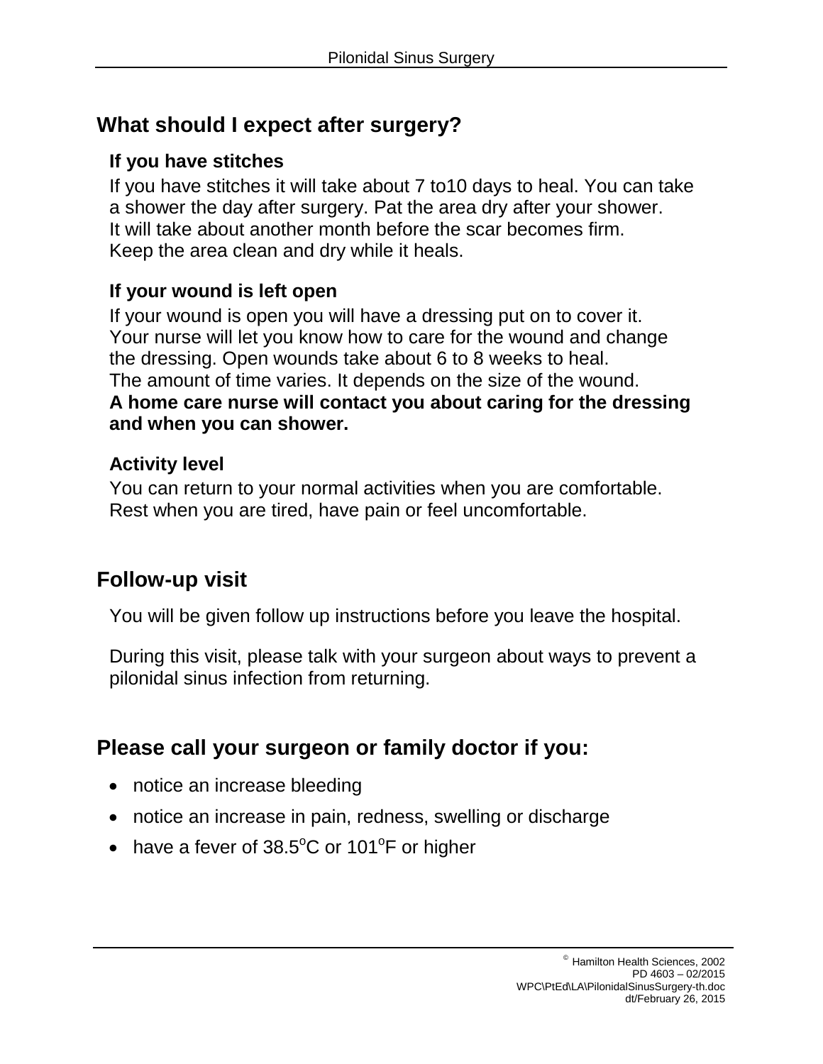## What should I expect after surgery?

### If you have stitches

If you have stitches it will take about 7 to10 days to heal. You can take a shower the day after surgery. Pat the area dry after your shower. It will take about another month before the scar becomes firm. Keep the area clean and dry while it heals.

### If your wound is left open

If your wound is open you will have a dressing put on to cover it. Your nurse will let you know how to care for the wound and change the dressing. Open wounds take about 6 to 8 weeks to heal. The amount of time varies. It depends on the size of the wound. **A home care nurse will contact you about caring for the dressing and when you can shower.**

### Activity level

You can return to your normal activities when you are comfortable. Rest when you are tired, have pain or feel uncomfortable.

## Follow-up visit

You will be given follow up instructions before you leave the hospital.

During this visit, please talk with your surgeon about ways to prevent a pilonidal sinus infection from returning.

## Please call your surgeon or family doctor if you:

- notice an increase bleeding
- notice an increase in pain, redness, swelling or discharge
- have a fever of 38.5°C or 101°F or higher

© Hamilton Health Sciences, 2002
PD 4603 – 02/2015
WPC\PtEd\LA\PilonidalSinusSurgery-th.doc
dt/February 26, 2015